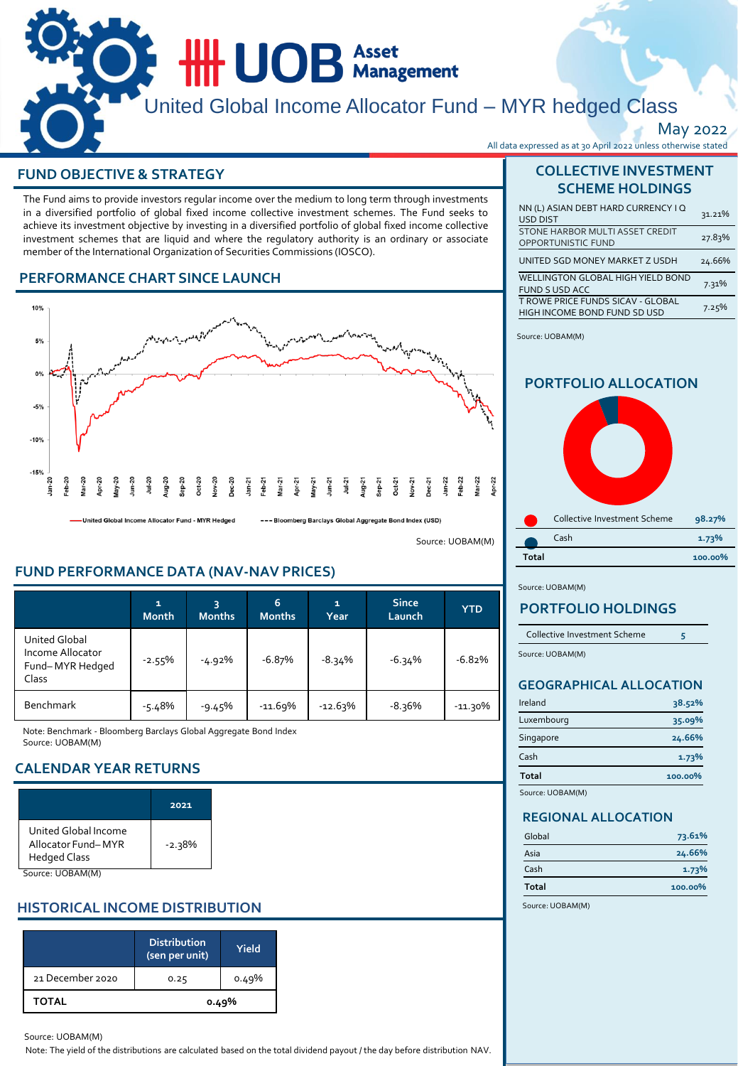# United Global Income Allocator Fund – MYR hedged Class

May 2022

All data expressed as at 30 April 2022 unless otherwise stated

## FUND OBJECTIVE & STRATEGY

The Fund aims to provide investors regular income over the medium to long term through investments in a diversified portfolio of global fixed income collective investment schemes. The Fund seeks to achieve its investment objective by investing in a diversified portfolio of global fixed income collective investment schemes that are liquid and where the regulatory authority is an ordinary or associate member of the International Organization of Securities Commissions (IOSCO).

## PERFORMANCE CHART SINCE LAUNCH

United Global Income Allocator Fund - MYR Hedged / Bloomberg Barclays Global Aggregate Bond Index (USD)

Source: UOBAM(M)

## FUND PERFORMANCE DATA (NAV-NAV PRICES)

| | 1 Month | 3 Months | 6 Months | 1 Year | Since Launch | YTD |
|---|---|---|---|---|---|---|
| United Global Income Allocator Fund– MYR Hedged Class | -2.55% | -4.92% | -6.87% | -8.34% | -6.34% | -6.82% |
| Benchmark | -5.48% | -9.45% | -11.69% | -12.63% | -8.36% | -11.30% |

Note: Benchmark - Bloomberg Barclays Global Aggregate Bond Index
Source: UOBAM(M)

## CALENDAR YEAR RETURNS

| | 2021 |
|---|---|
| United Global Income Allocator Fund– MYR Hedged Class | -2.38% |

Source: UOBAM(M)

## HISTORICAL INCOME DISTRIBUTION

| | Distribution (sen per unit) | Yield |
|---|---|---|
| 21 December 2020 | 0.25 | 0.49% |
| **TOTAL** | | **0.49%** |

Source: UOBAM(M)

Note: The yield of the distributions are calculated based on the total dividend payout / the day before distribution NAV.

## COLLECTIVE INVESTMENT SCHEME HOLDINGS

| | |
|---|---|
| NN (L) ASIAN DEBT HARD CURRENCY I Q USD DIST | 31.21% |
| STONE HARBOR MULTI ASSET CREDIT OPPORTUNITIES FUND | 27.83% |
| UNITED SGD MONEY MARKET Z USDH | 24.66% |
| WELLINGTON GLOBAL HIGH YIELD BOND FUND S USD ACC | 7.31% |
| T ROWE PRICE FUNDS SICAV - GLOBAL HIGH INCOME BOND FUND SD USD | 7.25% |

Source: UOBAM(M)

## PORTFOLIO ALLOCATION

| | |
|---|---|
| Collective Investment Scheme | 98.27% |
| Cash | 1.73% |
| **Total** | **100.00%** |

Source: UOBAM(M)

## PORTFOLIO HOLDINGS

| | |
|---|---|
| Collective Investment Scheme | 5 |

Source: UOBAM(M)

## GEOGRAPHICAL ALLOCATION

| | |
|---|---|
| Ireland | 38.52% |
| Luxembourg | 35.09% |
| Singapore | 24.66% |
| Cash | 1.73% |
| **Total** | **100.00%** |

Source: UOBAM(M)

## REGIONAL ALLOCATION

| | |
|---|---|
| Global | 73.61% |
| Asia | 24.66% |
| Cash | 1.73% |
| **Total** | **100.00%** |

Source: UOBAM(M)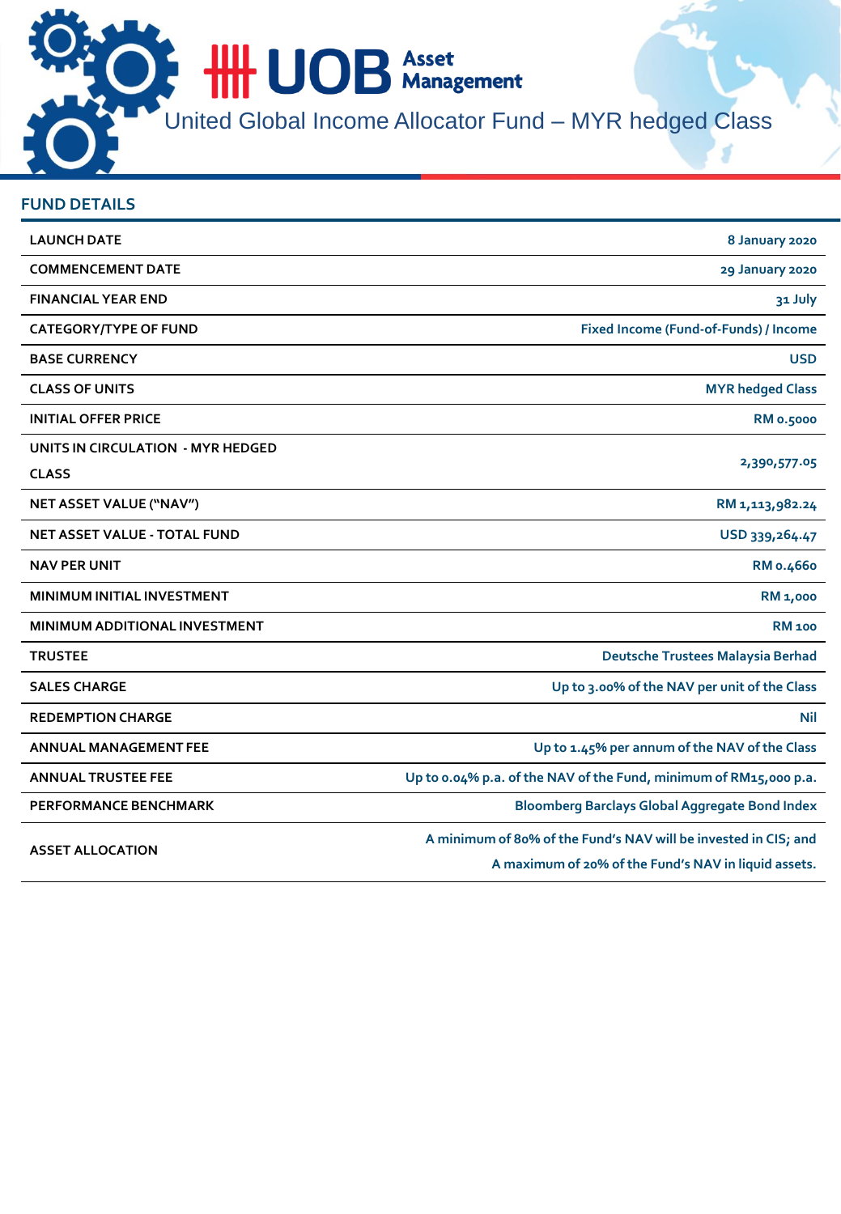# UOB Asset Management

United Global Income Allocator Fund – MYR hedged Class

## FUND DETAILS

| | |
|---|---|
| LAUNCH DATE | 8 January 2020 |
| COMMENCEMENT DATE | 29 January 2020 |
| FINANCIAL YEAR END | 31 July |
| CATEGORY/TYPE OF FUND | Fixed Income (Fund-of-Funds) / Income |
| BASE CURRENCY | USD |
| CLASS OF UNITS | MYR hedged Class |
| INITIAL OFFER PRICE | RM 0.5000 |
| UNITS IN CIRCULATION - MYR HEDGED CLASS | 2,390,577.05 |
| NET ASSET VALUE ("NAV") | RM 1,113,982.24 |
| NET ASSET VALUE - TOTAL FUND | USD 339,264.47 |
| NAV PER UNIT | RM 0.4660 |
| MINIMUM INITIAL INVESTMENT | RM 1,000 |
| MINIMUM ADDITIONAL INVESTMENT | RM 100 |
| TRUSTEE | Deutsche Trustees Malaysia Berhad |
| SALES CHARGE | Up to 3.00% of the NAV per unit of the Class |
| REDEMPTION CHARGE | Nil |
| ANNUAL MANAGEMENT FEE | Up to 1.45% per annum of the NAV of the Class |
| ANNUAL TRUSTEE FEE | Up to 0.04% p.a. of the NAV of the Fund, minimum of RM15,000 p.a. |
| PERFORMANCE BENCHMARK | Bloomberg Barclays Global Aggregate Bond Index |
| ASSET ALLOCATION | A minimum of 80% of the Fund's NAV will be invested in CIS; and A maximum of 20% of the Fund's NAV in liquid assets. |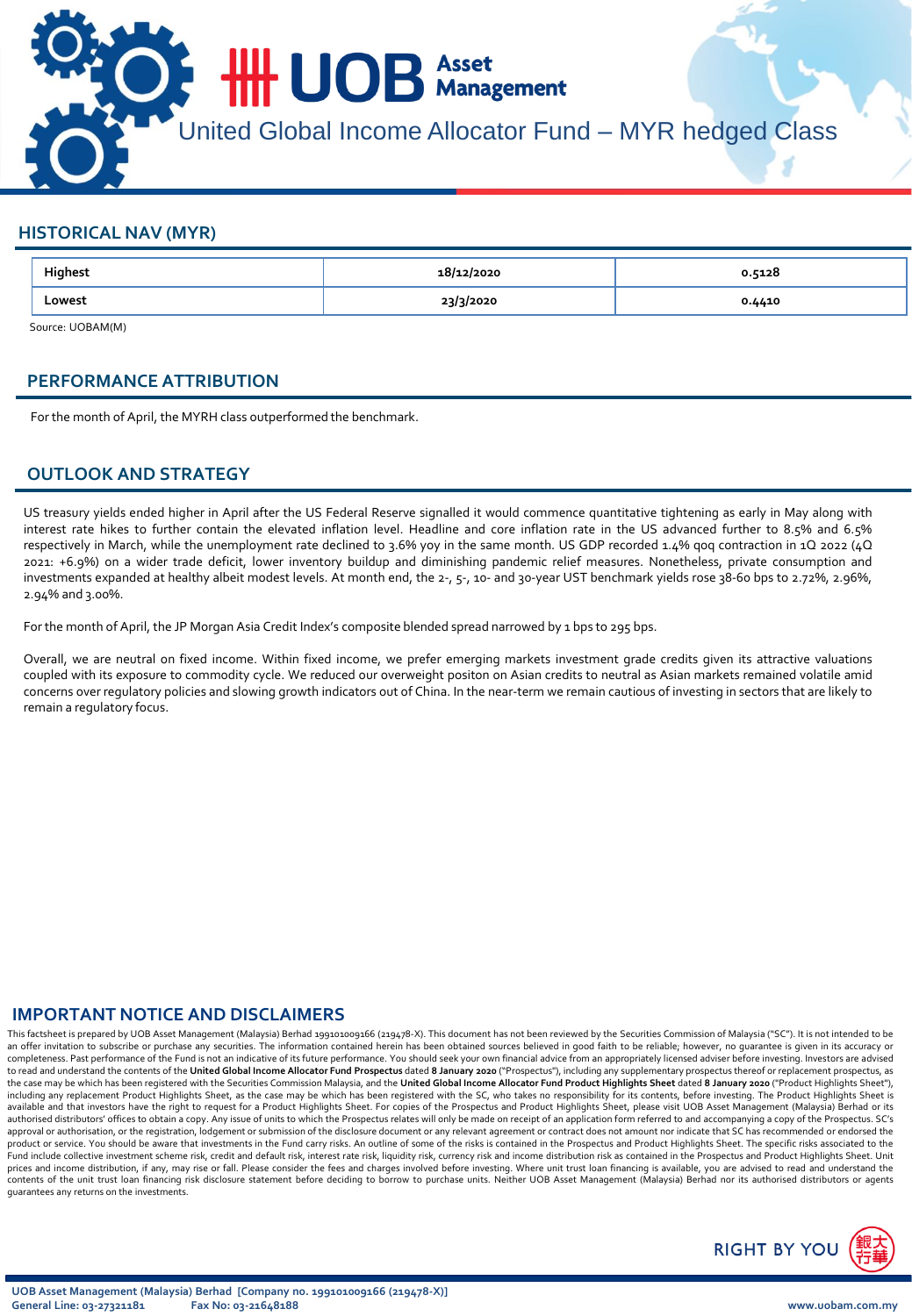# United Global Income Allocator Fund – MYR hedged Class

## HISTORICAL NAV (MYR)

| | | |
|---|---|---|
| Highest | 18/12/2020 | 0.5128 |
| Lowest | 23/3/2020 | 0.4410 |

Source: UOBAM(M)

## PERFORMANCE ATTRIBUTION

For the month of April, the MYRH class outperformed the benchmark.

## OUTLOOK AND STRATEGY

US treasury yields ended higher in April after the US Federal Reserve signalled it would commence quantitative tightening as early in May along with interest rate hikes to further contain the elevated inflation level. Headline and core inflation rate in the US advanced further to 8.5% and 6.5% respectively in March, while the unemployment rate declined to 3.6% yoy in the same month. US GDP recorded 1.4% qoq contraction in 1Q 2022 (4Q 2021: +6.9%) on a wider trade deficit, lower inventory buildup and diminishing pandemic relief measures. Nonetheless, private consumption and investments expanded at healthy albeit modest levels. At month end, the 2-, 5-, 10- and 30-year UST benchmark yields rose 38-60 bps to 2.72%, 2.96%, 2.94% and 3.00%.

For the month of April, the JP Morgan Asia Credit Index's composite blended spread narrowed by 1 bps to 295 bps.

Overall, we are neutral on fixed income. Within fixed income, we prefer emerging markets investment grade credits given its attractive valuations coupled with its exposure to commodity cycle. We reduced our overweight positon on Asian credits to neutral as Asian markets remained volatile amid concerns over regulatory policies and slowing growth indicators out of China. In the near-term we remain cautious of investing in sectors that are likely to remain a regulatory focus.

## IMPORTANT NOTICE AND DISCLAIMERS

This factsheet is prepared by UOB Asset Management (Malaysia) Berhad 199101009166 (219478-X). This document has not been reviewed by the Securities Commission of Malaysia ("SC"). It is not intended to be an offer invitation to subscribe or purchase any securities. The information contained herein has been obtained sources believed in good faith to be reliable; however, no guarantee is given in its accuracy or completeness. Past performance of the Fund is not an indicative of its future performance. You should seek your own financial advice from an appropriately licensed adviser before investing. Investors are advised to read and understand the contents of the **United Global Income Allocator Fund Prospectus** dated **8 January 2020** ("Prospectus"), including any supplementary prospectus thereof or replacement prospectus, as the case may be which has been registered with the Securities Commission Malaysia, and the **United Global Income Allocator Fund Product Highlights Sheet** dated **8 January 2020** ("Product Highlights Sheet"), including any replacement Product Highlights Sheet, as the case may be which has been registered with the SC, who takes no responsibility for its contents, before investing. The Product Highlights Sheet is available and that investors have the right to request for a Product Highlights Sheet. For copies of the Prospectus and Product Highlights Sheet, please visit UOB Asset Management (Malaysia) Berhad or its authorised distributors' offices to obtain a copy. Any issue of units to which the Prospectus relates will only be made on receipt of an application form referred to and accompanying a copy of the Prospectus. SC's approval or authorisation, or the registration, lodgement or submission of the disclosure document or any relevant agreement or contract does not amount nor indicate that SC has recommended or endorsed the product or service. You should be aware that investments in the Fund carry risks. An outline of some of the risks is contained in the Prospectus and Product Highlights Sheet. The specific risks associated to the Fund include collective investment scheme risk, credit and default risk, interest rate risk, liquidity risk, currency risk and income distribution risk as contained in the Prospectus and Product Highlights Sheet. Unit prices and income distribution, if any, may rise or fall. Please consider the fees and charges involved before investing. Where unit trust loan financing is available, you are advised to read and understand the contents of the unit trust loan financing risk disclosure statement before deciding to borrow to purchase units. Neither UOB Asset Management (Malaysia) Berhad nor its authorised distributors or agents guarantees any returns on the investments.

RIGHT BY YOU

**UOB Asset Management (Malaysia) Berhad [Company no. 199101009166 (219478-X)]**
**General Line: 03-27321181** **Fax No: 03-21648188** **www.uobam.com.my**